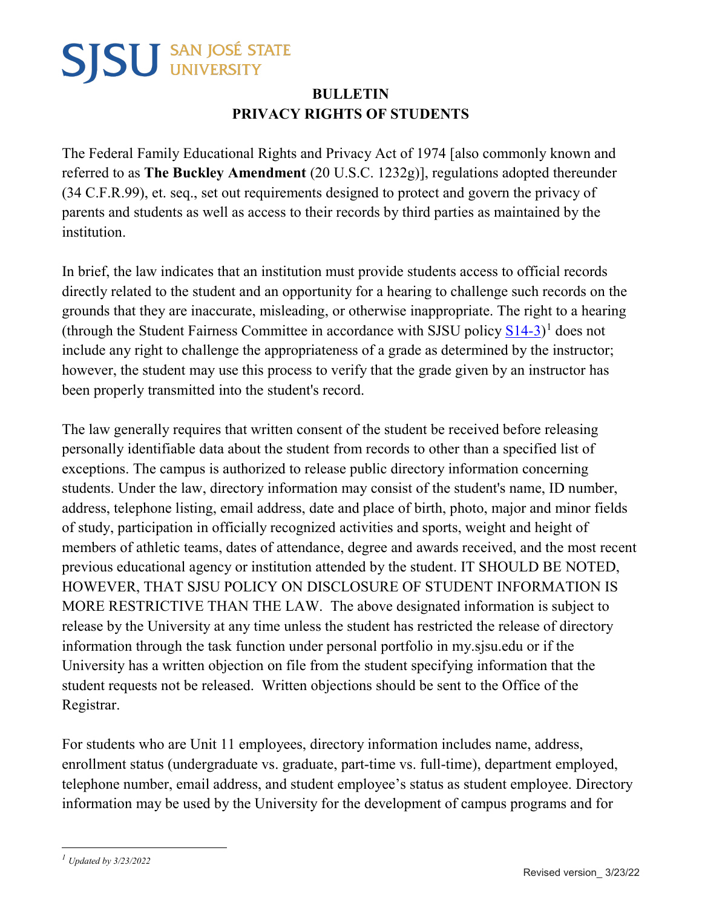SJSU SAN JOSÉ STATE UNIVERSITY

# BULLETIN
# PRIVACY RIGHTS OF STUDENTS

The Federal Family Educational Rights and Privacy Act of 1974 [also commonly known and referred to as **The Buckley Amendment** (20 U.S.C. 1232g)], regulations adopted thereunder (34 C.F.R.99), et. seq., set out requirements designed to protect and govern the privacy of parents and students as well as access to their records by third parties as maintained by the institution.

In brief, the law indicates that an institution must provide students access to official records directly related to the student and an opportunity for a hearing to challenge such records on the grounds that they are inaccurate, misleading, or otherwise inappropriate. The right to a hearing (through the Student Fairness Committee in accordance with SJSU policy S14-3)[1] does not include any right to challenge the appropriateness of a grade as determined by the instructor; however, the student may use this process to verify that the grade given by an instructor has been properly transmitted into the student's record.

The law generally requires that written consent of the student be received before releasing personally identifiable data about the student from records to other than a specified list of exceptions. The campus is authorized to release public directory information concerning students. Under the law, directory information may consist of the student's name, ID number, address, telephone listing, email address, date and place of birth, photo, major and minor fields of study, participation in officially recognized activities and sports, weight and height of members of athletic teams, dates of attendance, degree and awards received, and the most recent previous educational agency or institution attended by the student. IT SHOULD BE NOTED, HOWEVER, THAT SJSU POLICY ON DISCLOSURE OF STUDENT INFORMATION IS MORE RESTRICTIVE THAN THE LAW. The above designated information is subject to release by the University at any time unless the student has restricted the release of directory information through the task function under personal portfolio in my.sjsu.edu or if the University has a written objection on file from the student specifying information that the student requests not be released. Written objections should be sent to the Office of the Registrar.

For students who are Unit 11 employees, directory information includes name, address, enrollment status (undergraduate vs. graduate, part-time vs. full-time), department employed, telephone number, email address, and student employee's status as student employee. Directory information may be used by the University for the development of campus programs and for

[1] *Updated by 3/23/2022*

Revised version_ 3/23/22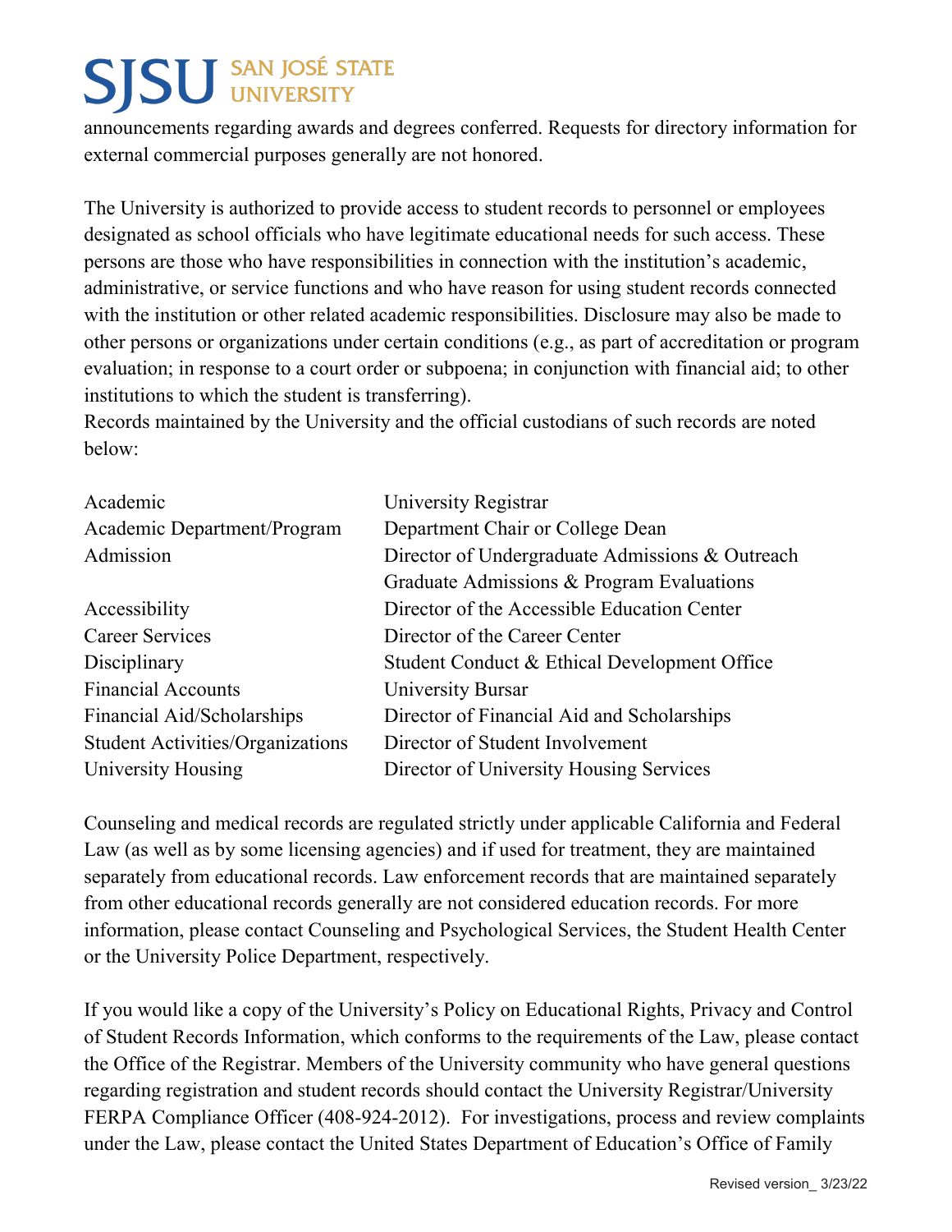announcements regarding awards and degrees conferred. Requests for directory information for external commercial purposes generally are not honored.

The University is authorized to provide access to student records to personnel or employees designated as school officials who have legitimate educational needs for such access. These persons are those who have responsibilities in connection with the institution's academic, administrative, or service functions and who have reason for using student records connected with the institution or other related academic responsibilities. Disclosure may also be made to other persons or organizations under certain conditions (e.g., as part of accreditation or program evaluation; in response to a court order or subpoena; in conjunction with financial aid; to other institutions to which the student is transferring).
Records maintained by the University and the official custodians of such records are noted below:

| | |
|---|---|
| Academic | University Registrar |
| Academic Department/Program | Department Chair or College Dean |
| Admission | Director of Undergraduate Admissions & Outreach |
| | Graduate Admissions & Program Evaluations |
| Accessibility | Director of the Accessible Education Center |
| Career Services | Director of the Career Center |
| Disciplinary | Student Conduct & Ethical Development Office |
| Financial Accounts | University Bursar |
| Financial Aid/Scholarships | Director of Financial Aid and Scholarships |
| Student Activities/Organizations | Director of Student Involvement |
| University Housing | Director of University Housing Services |

Counseling and medical records are regulated strictly under applicable California and Federal Law (as well as by some licensing agencies) and if used for treatment, they are maintained separately from educational records. Law enforcement records that are maintained separately from other educational records generally are not considered education records. For more information, please contact Counseling and Psychological Services, the Student Health Center or the University Police Department, respectively.

If you would like a copy of the University's Policy on Educational Rights, Privacy and Control of Student Records Information, which conforms to the requirements of the Law, please contact the Office of the Registrar. Members of the University community who have general questions regarding registration and student records should contact the University Registrar/University FERPA Compliance Officer (408-924-2012). For investigations, process and review complaints under the Law, please contact the United States Department of Education's Office of Family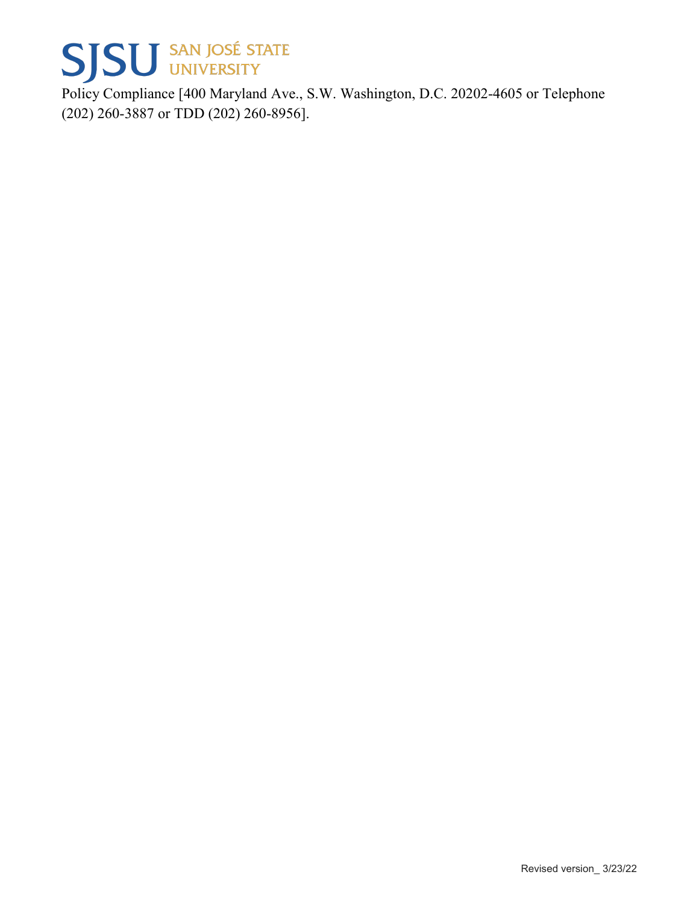Policy Compliance [400 Maryland Ave., S.W. Washington, D.C. 20202-4605 or Telephone (202) 260-3887 or TDD (202) 260-8956].

Revised version_ 3/23/22